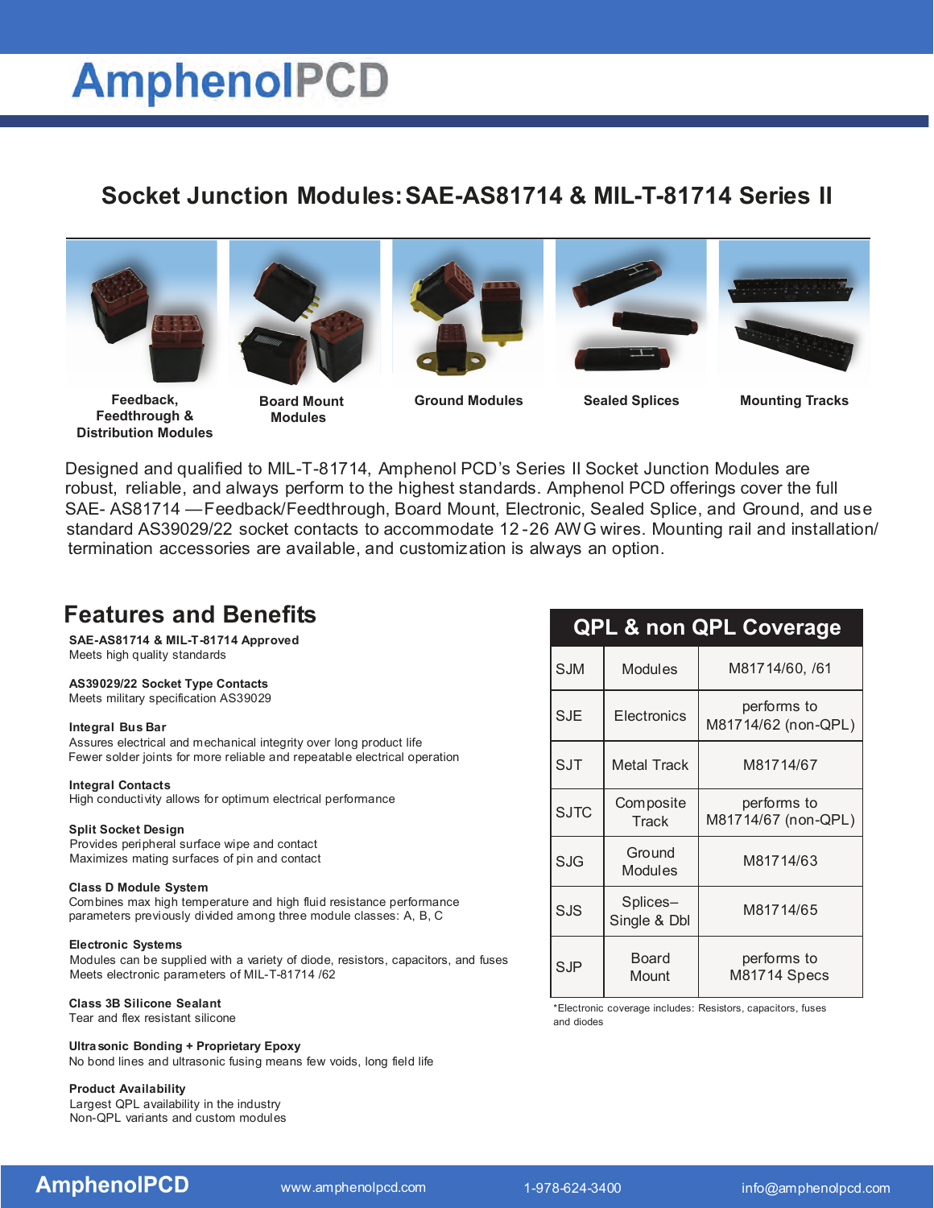# Socket Junction Modules: SAE-AS81714 & MIL-T-81714 Series II

**Feedback, Feedthrough & Distribution Modules** | **Board Mount Modules** | **Ground Modules** | **Sealed Splices** | **Mounting Tracks**

Designed and qualified to MIL-T-81714, Amphenol PCD's Series II Socket Junction Modules are robust, reliable, and always perform to the highest standards. Amphenol PCD offerings cover the full SAE- AS81714 —Feedback/Feedthrough, Board Mount, Electronic, Sealed Splice, and Ground, and use standard AS39029/22 socket contacts to accommodate 12-26 AWG wires. Mounting rail and installation/ termination accessories are available, and customization is always an option.

## Features and Benefits

**SAE-AS81714 & MIL-T-81714 Approved**
Meets high quality standards

**AS39029/22 Socket Type Contacts**
Meets military specification AS39029

**Integral Bus Bar**
Assures electrical and mechanical integrity over long product life
Fewer solder joints for more reliable and repeatable electrical operation

**Integral Contacts**
High conductivity allows for optimum electrical performance

**Split Socket Design**
Provides peripheral surface wipe and contact
Maximizes mating surfaces of pin and contact

**Class D Module System**
Combines max high temperature and high fluid resistance performance parameters previously divided among three module classes: A, B, C

**Electronic Systems**
Modules can be supplied with a variety of diode, resistors, capacitors, and fuses
Meets electronic parameters of MIL-T-81714 /62

**Class 3B Silicone Sealant**
Tear and flex resistant silicone

**Ultrasonic Bonding + Proprietary Epoxy**
No bond lines and ultrasonic fusing means few voids, long field life

**Product Availability**
Largest QPL availability in the industry
Non-QPL variants and custom modules

## QPL & non QPL Coverage

| | | |
|---|---|---|
| SJM | Modules | M81714/60, /61 |
| SJE | Electronics | performs to M81714/62 (non-QPL) |
| SJT | Metal Track | M81714/67 |
| SJTC | Composite Track | performs to M81714/67 (non-QPL) |
| SJG | Ground Modules | M81714/63 |
| SJS | Splices– Single & Dbl | M81714/65 |
| SJP | Board Mount | performs to M81714 Specs |

*Electronic coverage includes: Resistors, capacitors, fuses and diodes

AmphenolPCD | www.amphenolpcd.com | 1-978-624-3400 | info@amphenolpcd.com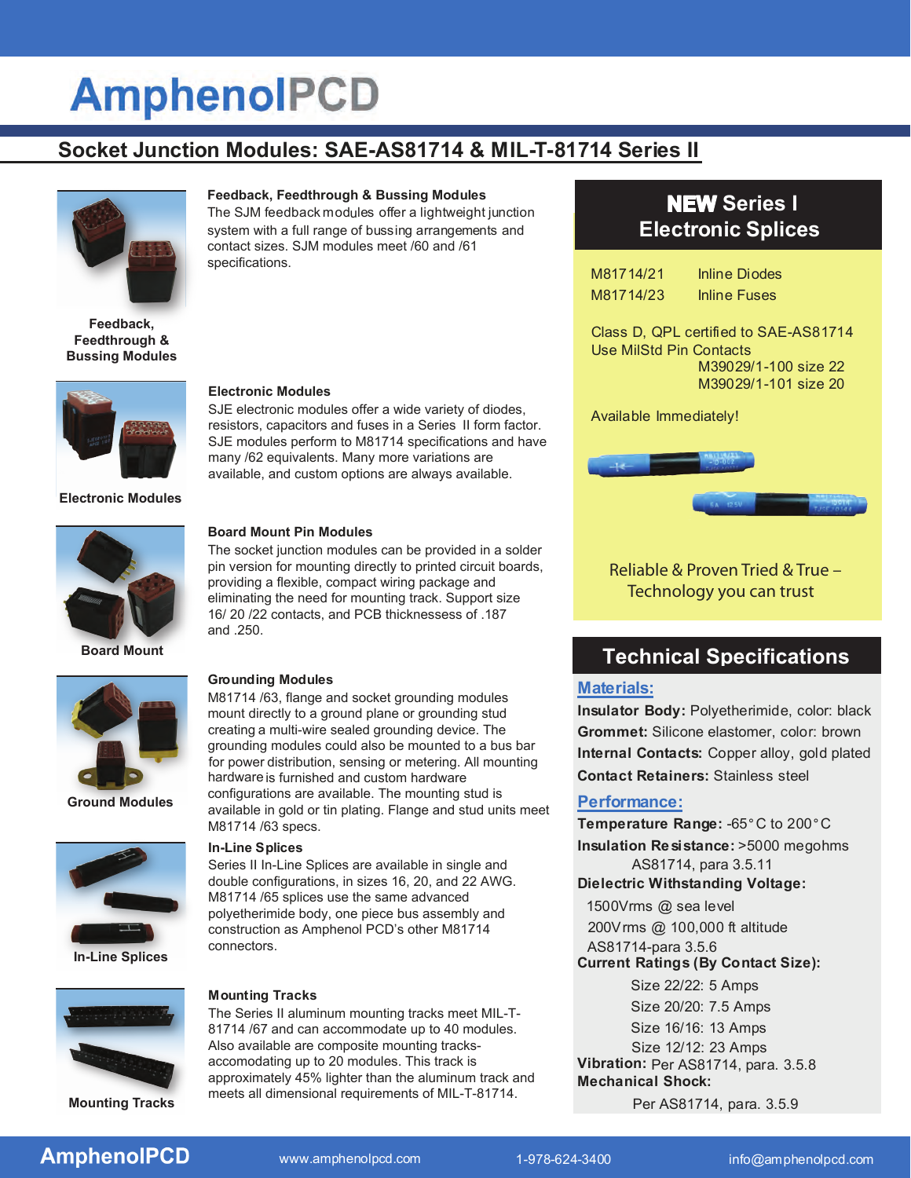# AmphenolPCD

## Socket Junction Modules: SAE-AS81714 & MIL-T-81714 Series II

Feedback, Feedthrough & Bussing Modules

### Feedback, Feedthrough & Bussing Modules

The SJM feedback modules offer a lightweight junction system with a full range of bussing arrangements and contact sizes. SJM modules meet /60 and /61 specifications.

Electronic Modules

### Electronic Modules

SJE electronic modules offer a wide variety of diodes, resistors, capacitors and fuses in a Series II form factor. SJE modules perform to M81714 specifications and have many /62 equivalents. Many more variations are available, and custom options are always available.

Board Mount

### Board Mount Pin Modules

The socket junction modules can be provided in a solder pin version for mounting directly to printed circuit boards, providing a flexible, compact wiring package and eliminating the need for mounting track. Support size 16/ 20 /22 contacts, and PCB thicknesses of .187 and .250.

Ground Modules

### Grounding Modules

M81714 /63, flange and socket grounding modules mount directly to a ground plane or grounding stud creating a multi-wire sealed grounding device. The grounding modules could also be mounted to a bus bar for power distribution, sensing or metering. All mounting hardware is furnished and custom hardware configurations are available. The mounting stud is available in gold or tin plating. Flange and stud units meet M81714 /63 specs.

In-Line Splices

### In-Line Splices

Series II In-Line Splices are available in single and double configurations, in sizes 16, 20, and 22 AWG. M81714 /65 splices use the same advanced polyetherimide body, one piece bus assembly and construction as Amphenol PCD's other M81714 connectors.

Mounting Tracks

### Mounting Tracks

The Series II aluminum mounting tracks meet MIL-T-81714 /67 and can accommodate up to 40 modules. Also available are composite mounting tracks- accomodating up to 20 modules. This track is approximately 45% lighter than the aluminum track and meets all dimensional requirements of MIL-T-81714.

## NEW Series I Electronic Splices

| | |
|---|---|
| M81714/21 | Inline Diodes |
| M81714/23 | Inline Fuses |

Class D, QPL certified to SAE-AS81714
Use MilStd Pin Contacts
M39029/1-100 size 22
M39029/1-101 size 20

Available Immediately!

Reliable & Proven Tried & True –
Technology you can trust

## Technical Specifications

### Materials:

**Insulator Body:** Polyetherimide, color: black
**Grommet:** Silicone elastomer, color: brown
**Internal Contacts:** Copper alloy, gold plated
**Contact Retainers:** Stainless steel

### Performance:

**Temperature Range:** -65°C to 200°C
**Insulation Resistance:** >5000 megohms
AS81714, para 3.5.11
**Dielectric Withstanding Voltage:**
1500Vrms @ sea level
200Vrms @ 100,000 ft altitude
AS81714-para 3.5.6
**Current Ratings (By Contact Size):**
Size 22/22: 5 Amps
Size 20/20: 7.5 Amps
Size 16/16: 13 Amps
Size 12/12: 23 Amps
**Vibration:** Per AS81714, para. 3.5.8
**Mechanical Shock:**
Per AS81714, para. 3.5.9

AmphenolPCD www.amphenolpcd.com 1-978-624-3400 info@amphenolpcd.com